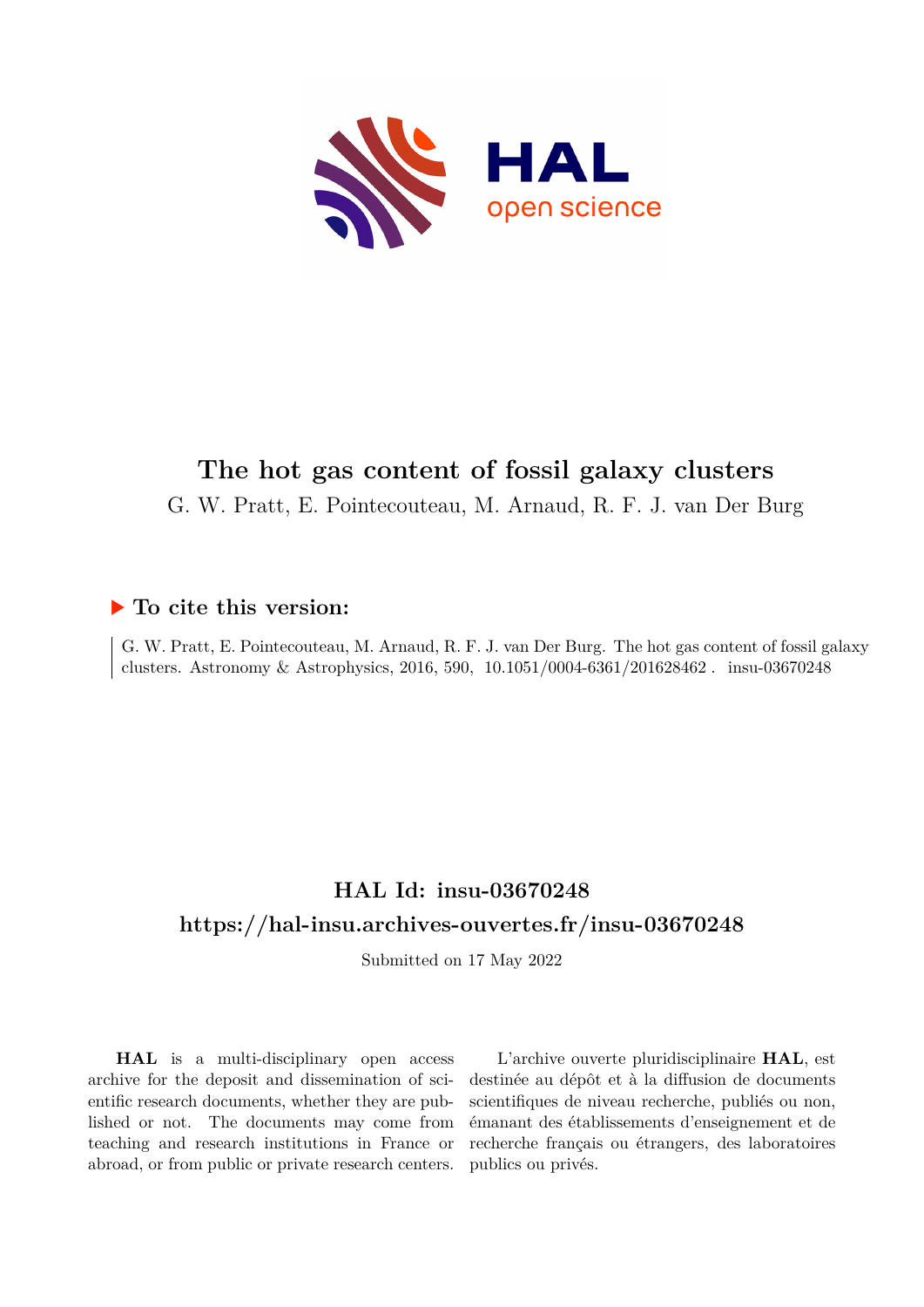# The hot gas content of fossil galaxy clusters

G. W. Pratt, E. Pointecouteau, M. Arnaud, R. F. J. van Der Burg

## ▶ To cite this version:

G. W. Pratt, E. Pointecouteau, M. Arnaud, R. F. J. van Der Burg. The hot gas content of fossil galaxy clusters. Astronomy & Astrophysics, 2016, 590, 10.1051/0004-6361/201628462 . insu-03670248

## HAL Id: insu-03670248

## https://hal-insu.archives-ouvertes.fr/insu-03670248

Submitted on 17 May 2022

**HAL** is a multi-disciplinary open access archive for the deposit and dissemination of scientific research documents, whether they are published or not. The documents may come from teaching and research institutions in France or abroad, or from public or private research centers.

L'archive ouverte pluridisciplinaire **HAL**, est destinée au dépôt et à la diffusion de documents scientifiques de niveau recherche, publiés ou non, émanant des établissements d'enseignement et de recherche français ou étrangers, des laboratoires publics ou privés.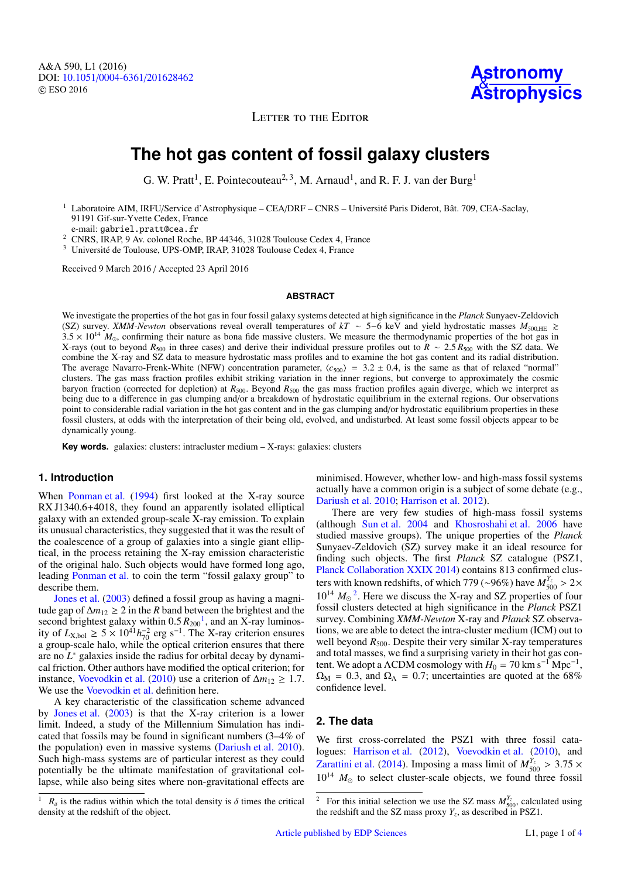Letter to the Editor

# The hot gas content of fossil galaxy clusters

G. W. Pratt[1], E. Pointecouteau[2,3], M. Arnaud[1], and R. F. J. van der Burg[1]

[1] Laboratoire AIM, IRFU/Service d'Astrophysique – CEA/DRF – CNRS – Université Paris Diderot, Bât. 709, CEA-Saclay, 91191 Gif-sur-Yvette Cedex, France
e-mail: gabriel.pratt@cea.fr

[2] CNRS, IRAP, 9 Av. colonel Roche, BP 44346, 31028 Toulouse Cedex 4, France

[3] Université de Toulouse, UPS-OMP, IRAP, 31028 Toulouse Cedex 4, France

Received 9 March 2016 / Accepted 23 April 2016

## ABSTRACT

We investigate the properties of the hot gas in four fossil galaxy systems detected at high significance in the *Planck* Sunyaev-Zeldovich (SZ) survey. *XMM-Newton* observations reveal overall temperatures of $kT \sim 5{-}6$ keV and yield hydrostatic masses $M_{500,\rm HE} \gtrsim 3.5 \times 10^{14}\ M_\odot$, confirming their nature as bona fide massive clusters. We measure the thermodynamic properties of the hot gas in X-rays (out to beyond $R_{500}$ in three cases) and derive their individual pressure profiles out to $R \sim 2.5\,R_{500}$ with the SZ data. We combine the X-ray and SZ data to measure hydrostatic mass profiles and to examine the hot gas content and its radial distribution. The average Navarro-Frenk-White (NFW) concentration parameter, $\langle c_{500} \rangle = 3.2 \pm 0.4$, is the same as that of relaxed "normal" clusters. The gas mass fraction profiles exhibit striking variation in the inner regions, but converge to approximately the cosmic baryon fraction (corrected for depletion) at $R_{500}$. Beyond $R_{500}$ the gas mass fraction profiles again diverge, which we interpret as being due to a difference in gas clumping and/or a breakdown of hydrostatic equilibrium in the external regions. Our observations point to considerable radial variation in the hot gas content and in the gas clumping and/or hydrostatic equilibrium properties in these fossil clusters, at odds with the interpretation of their being old, evolved, and undisturbed. At least some fossil objects appear to be dynamically young.

**Key words.** galaxies: clusters: intracluster medium – X-rays: galaxies: clusters

## 1. Introduction

When Ponman et al. (1994) first looked at the X-ray source RX J1340.6+4018, they found an apparently isolated elliptical galaxy with an extended group-scale X-ray emission. To explain its unusual characteristics, they suggested that it was the result of the coalescence of a group of galaxies into a single giant elliptical, in the process retaining the X-ray emission characteristic of the original halo. Such objects would have formed long ago, leading Ponman et al. to coin the term "fossil galaxy group" to describe them.

Jones et al. (2003) defined a fossil group as having a magnitude gap of $\Delta m_{12} \geq 2$ in the *R* band between the brightest and the second brightest galaxy within $0.5\,R_{200}$[1], and an X-ray luminosity of $L_{\rm X,bol} \geq 5 \times 10^{41} h_{70}^{-2}$ erg s$^{-1}$. The X-ray criterion ensures a group-scale halo, while the optical criterion ensures that there are no $L^*$ galaxies inside the radius for orbital decay by dynamical friction. Other authors have modified the optical criterion; for instance, Voevodkin et al. (2010) use a criterion of $\Delta m_{12} \geq 1.7$. We use the Voevodkin et al. definition here.

A key characteristic of the classification scheme advanced by Jones et al. (2003) is that the X-ray criterion is a lower limit. Indeed, a study of the Millennium Simulation has indicated that fossils may be found in significant numbers (3–4% of the population) even in massive systems (Dariush et al. 2010). Such high-mass systems are of particular interest as they could potentially be the ultimate manifestation of gravitational collapse, while also being sites where non-gravitational effects are minimised. However, whether low- and high-mass fossil systems actually have a common origin is a subject of some debate (e.g., Dariush et al. 2010; Harrison et al. 2012).

There are very few studies of high-mass fossil systems (although Sun et al. 2004 and Khosroshahi et al. 2006 have studied massive groups). The unique properties of the *Planck* Sunyaev-Zeldovich (SZ) survey make it an ideal resource for finding such objects. The first *Planck* SZ catalogue (PSZ1, Planck Collaboration XXIX 2014) contains 813 confirmed clusters with known redshifts, of which 779 (∼96%) have $M_{500}^{Y_z} > 2 \times 10^{14}\ M_\odot$[2]. Here we discuss the X-ray and SZ properties of four fossil clusters detected at high significance in the *Planck* PSZ1 survey. Combining *XMM-Newton* X-ray and *Planck* SZ observations, we are able to detect the intra-cluster medium (ICM) out to well beyond $R_{500}$. Despite their very similar X-ray temperatures and total masses, we find a surprising variety in their hot gas content. We adopt a ΛCDM cosmology with $H_0 = 70$ km s$^{-1}$ Mpc$^{-1}$, $\Omega_{\rm M} = 0.3$, and $\Omega_\Lambda = 0.7$; uncertainties are quoted at the 68% confidence level.

## 2. The data

We first cross-correlated the PSZ1 with three fossil catalogues: Harrison et al. (2012), Voevodkin et al. (2010), and Zarattini et al. (2014). Imposing a mass limit of $M_{500}^{Y_z} > 3.75 \times 10^{14}\ M_\odot$ to select cluster-scale objects, we found three fossil

[1] $R_\delta$ is the radius within which the total density is $\delta$ times the critical density at the redshift of the object.

[2] For this initial selection we use the SZ mass $M_{500}^{Y_z}$, calculated using the redshift and the SZ mass proxy $Y_z$, as described in PSZ1.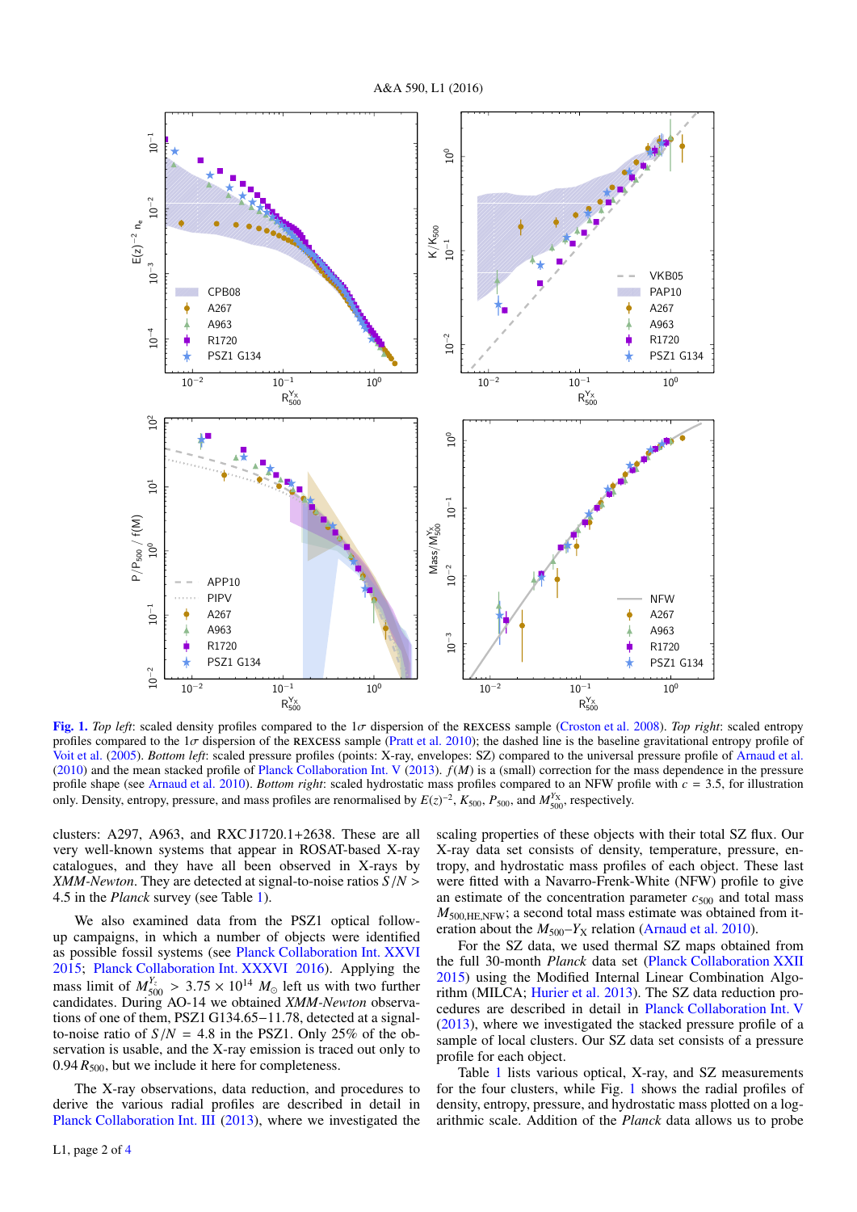**Fig. 1.** *Top left*: scaled density profiles compared to the 1$\sigma$ dispersion of the REXCESS sample (Croston et al. 2008). *Top right*: scaled entropy profiles compared to the 1$\sigma$ dispersion of the REXCESS sample (Pratt et al. 2010); the dashed line is the baseline gravitational entropy profile of Voit et al. (2005). *Bottom left*: scaled pressure profiles (points: X-ray, envelopes: SZ) compared with the universal pressure profile of Arnaud et al. (2010) and the mean stacked profile of Planck Collaboration Int. V (2013). $f(M)$ is a (small) correction for the mass dependence in the pressure profile shape (see Arnaud et al. 2010). *Bottom right*: scaled hydrostatic mass profiles compared to an NFW profile with $c = 3.5$, for illustration only. Density, entropy, pressure, and mass profiles are renormalised by $E(z)^{-2}$, $K_{500}$, $P_{500}$, and $M_{500}^{Y_X}$, respectively.

clusters: A297, A963, and RXC J1720.1+2638. These are all very well-known systems that appear in ROSAT-based X-ray catalogues, and they have all been observed in X-rays by *XMM-Newton*. They are detected at signal-to-noise ratios $S/N > 4.5$ in the *Planck* survey (see Table 1).

We also examined data from the PSZ1 optical follow-up campaigns, in which a number of objects were identified as possible fossil systems (see Planck Collaboration Int. XXVI 2015; Planck Collaboration Int. XXXVI 2016). Applying the mass limit of $M_{500}^{Y_z} > 3.75 \times 10^{14}\ M_\odot$ left us with two further candidates. During AO-14 we obtained *XMM-Newton* observations of one of them, PSZ1 G134.65−11.78, detected at a signal-to-noise ratio of $S/N = 4.8$ in the PSZ1. Only 25% of the observation is usable, and the X-ray emission is traced out only to $0.94\,R_{500}$, but we include it here for completeness.

The X-ray observations, data reduction, and procedures to derive the various radial profiles are described in detail in Planck Collaboration Int. III (2013), where we investigated the scaling properties of these objects with their total SZ flux. Our X-ray data set consists of density, temperature, pressure, entropy, and hydrostatic mass profiles of each object. These last were fitted with a Navarro-Frenk-White (NFW) profile to give an estimate of the concentration parameter $c_{500}$ and total mass $M_{500,\mathrm{HE,NFW}}$; a second total mass estimate was obtained from iteration about the $M_{500}$–$Y_X$ relation (Arnaud et al. 2010).

For the SZ data, we used thermal SZ maps obtained from the full 30-month *Planck* data set (Planck Collaboration XXII 2015) using the Modified Internal Linear Combination Algorithm (MILCA; Hurier et al. 2013). The SZ data reduction procedures are described in detail in Planck Collaboration Int. V (2013), where we investigated the stacked pressure profile of a sample of local clusters. Our SZ data set consists of a pressure profile for each object.

Table 1 lists various optical, X-ray, and SZ measurements for the four clusters, while Fig. 1 shows the radial profiles of density, entropy, pressure, and hydrostatic mass plotted on a logarithmic scale. Addition of the *Planck* data allows us to probe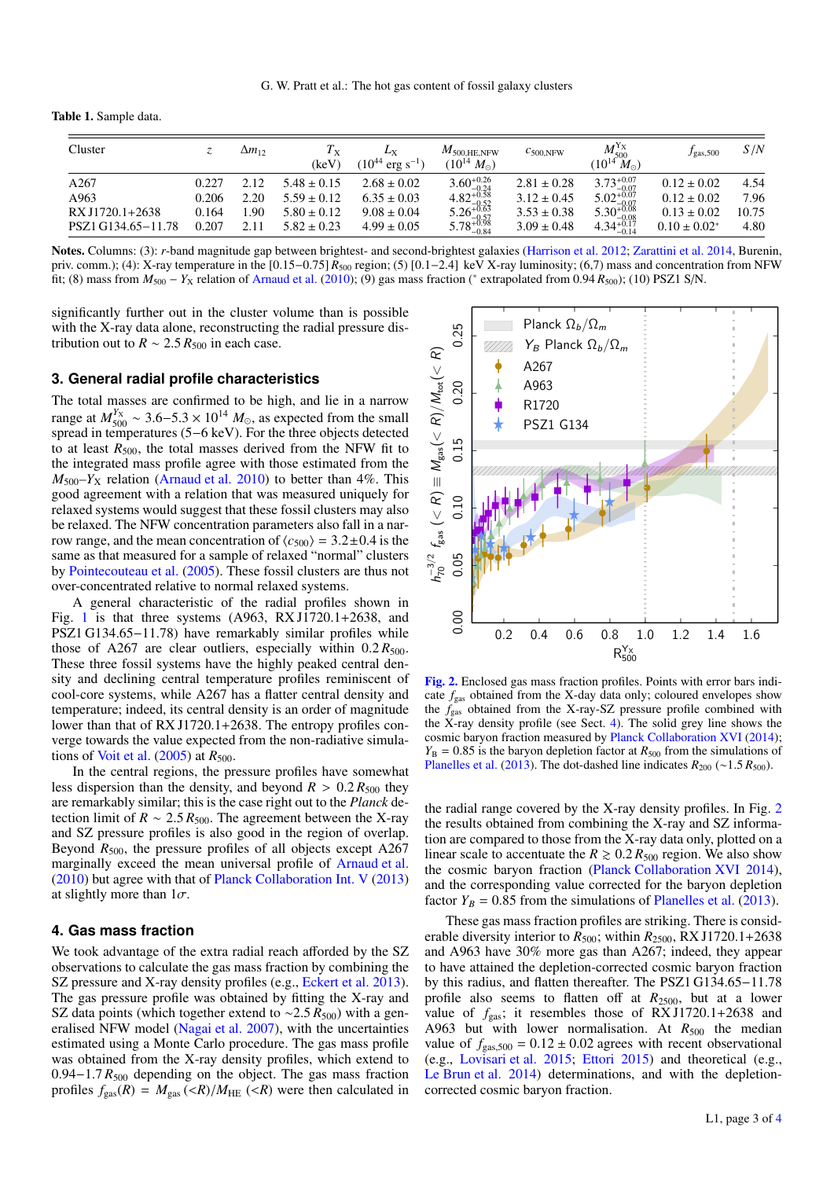**Table 1.** Sample data.

| Cluster | $z$ | $\Delta m_{12}$ | $T_X$ (keV) | $L_X$ ($10^{44}$ erg s$^{-1}$) | $M_{500,\rm HE,NFW}$ ($10^{14}$ $M_\odot$) | $c_{500,\rm NFW}$ | $M_{500}^{Y_X}$ ($10^{14}$ $M_\odot$) | $f_{\rm gas,500}$ | $S/N$ |
|---|---|---|---|---|---|---|---|---|---|
| A267 | 0.227 | 2.12 | $5.48 \pm 0.15$ | $2.68 \pm 0.02$ | $3.60^{+0.26}_{-0.24}$ | $2.81 \pm 0.28$ | $3.73^{+0.07}_{-0.07}$ | $0.12 \pm 0.02$ | 4.54 |
| A963 | 0.206 | 2.20 | $5.59 \pm 0.12$ | $6.35 \pm 0.03$ | $4.82^{+0.58}_{-0.52}$ | $3.12 \pm 0.45$ | $5.02^{+0.07}_{-0.07}$ | $0.12 \pm 0.02$ | 7.96 |
| RX J1720.1+2638 | 0.164 | 1.90 | $5.80 \pm 0.12$ | $9.08 \pm 0.04$ | $5.26^{+0.63}_{-0.57}$ | $3.53 \pm 0.38$ | $5.30^{+0.08}_{-0.08}$ | $0.13 \pm 0.02$ | 10.75 |
| PSZ1 G134.65−11.78 | 0.207 | 2.11 | $5.82 \pm 0.23$ | $4.99 \pm 0.05$ | $5.78^{+0.98}_{-0.84}$ | $3.09 \pm 0.48$ | $4.34^{+0.17}_{-0.14}$ | $0.10 \pm 0.02^{*}$ | 4.80 |

**Notes.** Columns: (3): $r$-band magnitude gap between brightest- and second-brightest galaxies (Harrison et al. 2012; Zarattini et al. 2014, Burenin, priv. comm.); (4): X-ray temperature in the $[0.15{-}0.75]\,R_{500}$ region; (5) [0.1–2.4] keV X-ray luminosity; (6,7) mass and concentration from NFW fit; (8) mass from $M_{500} - Y_X$ relation of Arnaud et al. (2010); (9) gas mass fraction ($^{*}$ extrapolated from $0.94\,R_{500}$); (10) PSZ1 S/N.

significantly further out in the cluster volume than is possible with the X-ray data alone, reconstructing the radial pressure distribution out to $R \sim 2.5\,R_{500}$ in each case.

## 3. General radial profile characteristics

The total masses are confirmed to be high, and lie in a narrow range at $M_{500}^{Y_X} \sim 3.6{-}5.3 \times 10^{14}\,M_\odot$, as expected from the small spread in temperatures (5–6 keV). For the three objects detected to at least $R_{500}$, the total masses derived from the NFW fit to the integrated mass profile agree with those estimated from the $M_{500}$–$Y_X$ relation (Arnaud et al. 2010) to better than 4%. This good agreement with a relation that was measured uniquely for relaxed systems would suggest that these fossil clusters may also be relaxed. The NFW concentration parameters also fall in a narrow range, and the mean concentration of $\langle c_{500} \rangle = 3.2 \pm 0.4$ is the same as that measured for a sample of relaxed "normal" clusters by Pointecouteau et al. (2005). These fossil clusters are thus not over-concentrated relative to normal relaxed systems.

A general characteristic of the radial profiles shown in Fig. 1 is that three systems (A963, RX J1720.1+2638, and PSZ1 G134.65−11.78) have remarkably similar profiles while those of A267 are clear outliers, especially within $0.2\,R_{500}$. These three fossil systems have the highly peaked central density and declining central temperature profiles reminiscent of cool-core systems, while A267 has a flatter central density and temperature; indeed, its central density is an order of magnitude lower than that of RX J1720.1+2638. The entropy profiles converge towards the value expected from the non-radiative simulations of Voit et al. (2005) at $R_{500}$.

In the central regions, the pressure profiles have somewhat less dispersion than the density, and beyond $R > 0.2\,R_{500}$ they are remarkably similar; this is the case right out to the *Planck* detection limit of $R \sim 2.5\,R_{500}$. The agreement between the X-ray and SZ pressure profiles is also good in the region of overlap. Beyond $R_{500}$, the pressure profiles of all objects except A267 marginally exceed the mean universal profile of Arnaud et al. (2010) but agree with that of Planck Collaboration Int. V (2013) at slightly more than $1\sigma$.

## 4. Gas mass fraction

We took advantage of the extra radial reach afforded by the SZ observations to calculate the gas mass fraction by combining the SZ pressure and X-ray density profiles (e.g., Eckert et al. 2013). The gas pressure profile was obtained by fitting the X-ray and SZ data points (which together extend to $\sim 2.5\,R_{500}$) with a generalised NFW model (Nagai et al. 2007), with the uncertainties estimated using a Monte Carlo procedure. The gas mass profile was obtained from the X-ray density profiles, which extend to $0.94{-}1.7\,R_{500}$ depending on the object. The gas mass fraction profiles $f_{\rm gas}(R) = M_{\rm gas}\,(<R)/M_{\rm HE}\,(<R)$ were then calculated in the radial range covered by the X-ray density profiles. In Fig. 2 the results obtained from combining the X-ray and SZ information are compared to those obtained from the X-ray data only, plotted on a linear scale to accentuate the $R \gtrsim 0.2\,R_{500}$ region. We also show the cosmic baryon fraction (Planck Collaboration XVI 2014), and the corresponding value corrected for the baryon depletion factor $Y_B = 0.85$ from the simulations of Planelles et al. (2013).

**Fig. 2.** Enclosed gas mass fraction profiles. Points with error bars indicate $f_{\rm gas}$ obtained from the X-day data only; coloured envelopes show the $f_{\rm gas}$ obtained from the X-ray-SZ pressure profile combined with the X-ray density profile (see Sect. 4). The solid grey line shows the cosmic baryon fraction measured by Planck Collaboration XVI (2014); $Y_B = 0.85$ is the baryon depletion factor at $R_{500}$ from the simulations of Planelles et al. (2013). The dot-dashed line indicates $R_{200}$ ($\sim 1.5\,R_{500}$).

These gas mass fraction profiles are striking. There is considerable diversity interior to $R_{500}$; within $R_{2500}$, RX J1720.1+2638 and A963 have 30% more gas than A267; indeed, they appear to have attained the depletion-corrected cosmic baryon fraction by this radius, and flatten thereafter. The PSZ1 G134.65−11.78 profile also seems to flatten off at $R_{2500}$, but at a lower value of $f_{\rm gas}$; it resembles those of RX J1720.1+2638 and A963 but with lower normalisation. At $R_{500}$ the median value of $f_{\rm gas,500} = 0.12 \pm 0.02$ agrees with recent observational (e.g., Lovisari et al. 2015; Ettori 2015) and theoretical (e.g., Le Brun et al. 2014) determinations, and with the depletion-corrected cosmic baryon fraction.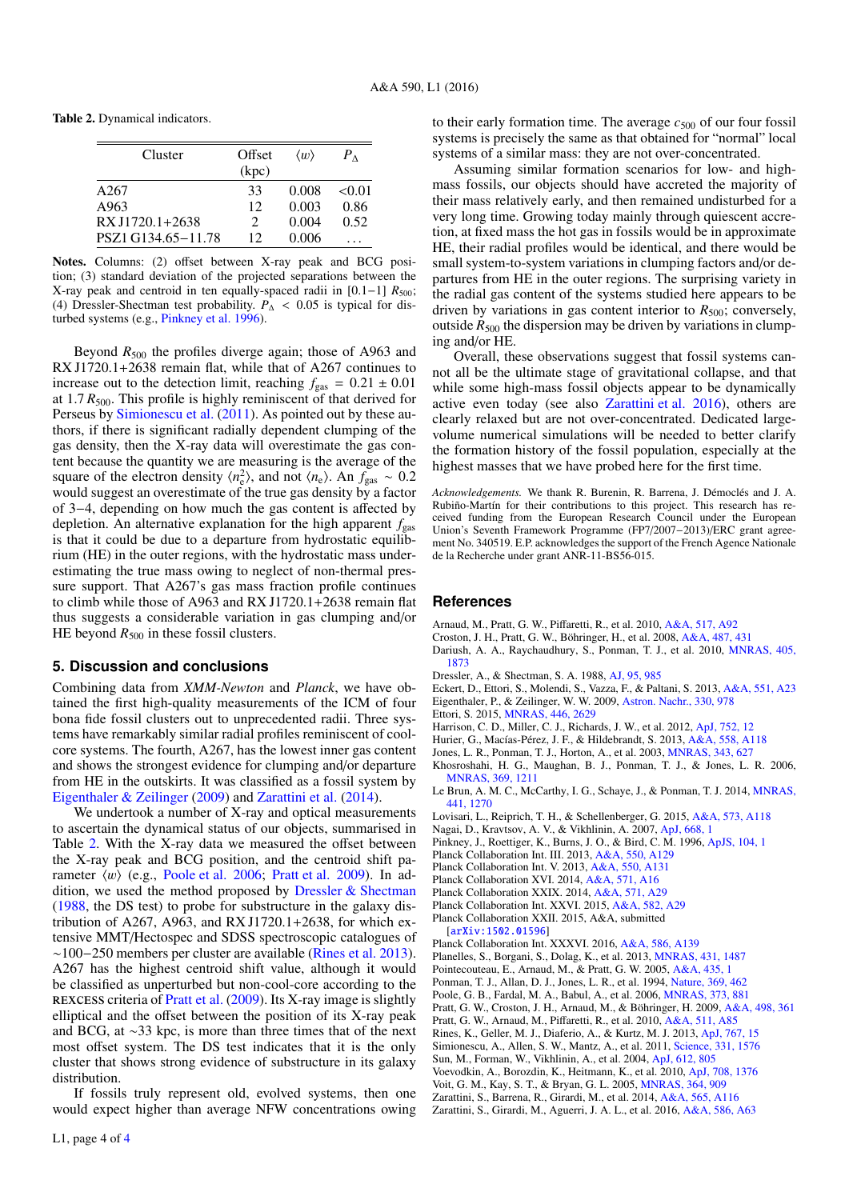Table 2. Dynamical indicators.

| Cluster | Offset (kpc) | $\langle w \rangle$ | $P_\Delta$ |
|---|---|---|---|
| A267 | 33 | 0.008 | <0.01 |
| A963 | 12 | 0.003 | 0.86 |
| RX J1720.1+2638 | 2 | 0.004 | 0.52 |
| PSZ1 G134.65−11.78 | 12 | 0.006 | ... |

**Notes.** Columns: (2) offset between X-ray peak and BCG position; (3) standard deviation of the projected separations between the X-ray peak and centroid in ten equally-spaced radii in [0.1−1] $R_{500}$; (4) Dressler-Shectman test probability. $P_\Delta < 0.05$ is typical for disturbed systems (e.g., Pinkney et al. 1996).

Beyond $R_{500}$ the profiles diverge again; those of A963 and RX J1720.1+2638 remain flat, while that of A267 continues to increase out to the detection limit, reaching $f_{\rm gas} = 0.21 \pm 0.01$ at $1.7\,R_{500}$. This profile is highly reminiscent of that derived for Perseus by Simionescu et al. (2011). As pointed out by these authors, if there is significant radially dependent clumping of the gas density, then the X-ray data will overestimate the gas content because the quantity we are measuring is the average of the square of the electron density $\langle n_e^2 \rangle$, and not $\langle n_e \rangle$. An $f_{\rm gas} \sim 0.2$ would suggest an overestimate of the true gas density by a factor of 3−4, depending on how much the gas content is affected by depletion. An alternative explanation for the high apparent $f_{\rm gas}$ is that it could be due to a departure from hydrostatic equilibrium (HE) in the outer regions, with the hydrostatic mass underestimating the true mass owing to neglect of non-thermal pressure support. That A267's gas mass fraction profile continues to climb while those of A963 and RX J1720.1+2638 remain flat thus suggests a considerable variation in gas clumping and/or HE beyond $R_{500}$ in these fossil clusters.

## 5. Discussion and conclusions

Combining data from *XMM-Newton* and *Planck*, we have obtained the first high-quality measurements of the ICM of four bona fide fossil clusters out to unprecedented radii. Three systems have remarkably similar radial profiles reminiscent of cool-core systems. The fourth, A267, has the lowest inner gas content and shows the strongest evidence for clumping and/or departure from HE in the outskirts. It was classified as a fossil system by Eigenthaler & Zeilinger (2009) and Zarattini et al. (2014).

We undertook a number of X-ray and optical measurements to ascertain the dynamical status of our objects, summarised in Table 2. With the X-ray data we measured the offset between the X-ray peak and BCG position, and the centroid shift parameter $\langle w \rangle$ (e.g., Poole et al. 2006; Pratt et al. 2009). In addition, we used the method proposed by Dressler & Shectman (1988, the DS test) to probe for substructure in the galaxy distribution of A267, A963, and RX J1720.1+2638, for which extensive MMT/Hectospec and SDSS spectroscopic catalogues of ∼100−250 members per cluster are available (Rines et al. 2013). A267 has the highest centroid shift value, although it would be classified as unperturbed but non-cool-core according to the REXCESS criteria of Pratt et al. (2009). Its X-ray image is slightly elliptical and the offset between the position of its X-ray peak and BCG, at ∼33 kpc, is more than three times that of the next most offset system. The DS test indicates that it is the only cluster that shows strong evidence of substructure in its galaxy distribution.

If fossils truly represent old, evolved systems, then one would expect higher than average NFW concentrations owing to their early formation time. The average $c_{500}$ of our four fossil systems is precisely the same as that obtained for "normal" local systems of a similar mass: they are not over-concentrated.

Assuming similar formation scenarios for low- and high-mass fossils, our objects should have accreted the majority of their mass relatively early, and then remained undisturbed for a very long time. Growing today mainly through quiescent accretion, at fixed mass the hot gas in fossils would be in approximate HE, their radial profiles would be identical, and there would be small system-to-system variations in clumping factors and/or departures from HE in the outer regions. The surprising variety in the radial gas content of the systems studied here appears to be driven by variations in gas content interior to $R_{500}$; conversely, outside $R_{500}$ the dispersion may be driven by variations in clumping and/or HE.

Overall, these observations suggest that fossil systems cannot all be the ultimate stage of gravitational collapse, and that while some high-mass fossil objects appear to be dynamically active even today (see also Zarattini et al. 2016), others are clearly relaxed but are not over-concentrated. Dedicated large-volume numerical simulations will be needed to better clarify the formation history of the fossil population, especially at the highest masses that we have probed here for the first time.

*Acknowledgements.* We thank R. Burenin, R. Barrena, J. Démoclès and J. A. Rubiño-Martín for their contributions to this project. This research has received funding from the European Research Council under the European Union's Seventh Framework Programme (FP7/2007−2013)/ERC grant agreement No. 340519. E.P. acknowledges the support of the French Agence Nationale de la Recherche under grant ANR-11-BS56-015.

## References

Arnaud, M., Pratt, G. W., Piffaretti, R., et al. 2010, A&A, 517, A92
Croston, J. H., Pratt, G. W., Böhringer, H., et al. 2008, A&A, 487, 431
Dariush, A. A., Raychaudhury, S., Ponman, T. J., et al. 2010, MNRAS, 405, 1873
Dressler, A., & Shectman, S. A. 1988, AJ, 95, 985
Eckert, D., Ettori, S., Molendi, S., Vazza, F., & Paltani, S. 2013, A&A, 551, A23
Eigenthaler, P., & Zeilinger, W. W. 2009, Astron. Nachr., 330, 978
Ettori, S. 2015, MNRAS, 446, 2629
Harrison, C. D., Miller, C. J., Richards, J. W., et al. 2012, ApJ, 752, 12
Hurier, G., Macías-Pérez, J. F., & Hildebrandt, S. 2013, A&A, 558, A118
Jones, L. R., Ponman, T. J., Horton, A., et al. 2003, MNRAS, 343, 627
Khosroshahi, H. G., Maughan, B. J., Ponman, T. J., & Jones, L. R. 2006, MNRAS, 369, 1211
Le Brun, A. M. C., McCarthy, I. G., Schaye, J., & Ponman, T. J. 2014, MNRAS, 441, 1270
Lovisari, L., Reiprich, T. H., & Schellenberger, G. 2015, A&A, 573, A118
Nagai, D., Kravtsov, A. V., & Vikhlinin, A. 2007, ApJ, 668, 1
Pinkney, J., Roettiger, K., Burns, J. O., & Bird, C. M. 1996, ApJS, 104, 1
Planck Collaboration Int. III. 2013, A&A, 550, A129
Planck Collaboration Int. V. 2013, A&A, 550, A131
Planck Collaboration XVI. 2014, A&A, 571, A16
Planck Collaboration XXIX. 2014, A&A, 571, A29
Planck Collaboration Int. XXVI. 2015, A&A, 582, A29
Planck Collaboration XXII. 2015, A&A, submitted [arXiv:1502.01596]
Planck Collaboration Int. XXXVI. 2016, A&A, 586, A139
Planelles, S., Borgani, S., Dolag, K., et al. 2013, MNRAS, 431, 1487
Pointecouteau, E., Arnaud, M., & Pratt, G. W. 2005, A&A, 435, 1
Ponman, T. J., Allan, D. J., Jones, L. R., et al. 1994, Nature, 369, 462
Poole, G. B., Fardal, M. A., Babul, A., et al. 2006, MNRAS, 373, 881
Pratt, G. W., Croston, J. H., Arnaud, M., & Böhringer, H. 2009, A&A, 498, 361
Pratt, G. W., Arnaud, M., Piffaretti, R., et al. 2010, A&A, 511, A85
Rines, K., Geller, M. J., Diaferio, A., & Kurtz, M. J. 2013, ApJ, 767, 15
Simionescu, A., Allen, S. W., Mantz, A., et al. 2011, Science, 331, 1576
Sun, M., Forman, W., Vikhlinin, A., et al. 2004, ApJ, 612, 805
Voevodkin, A., Borozdin, K., Heitmann, K., et al. 2010, ApJ, 708, 1376
Voit, G. M., Kay, S. T., & Bryan, G. L. 2005, MNRAS, 364, 909
Zarattini, S., Barrena, R., Girardi, M., et al. 2014, A&A, 565, A116
Zarattini, S., Girardi, M., Aguerri, J. A. L., et al. 2016, A&A, 586, A63